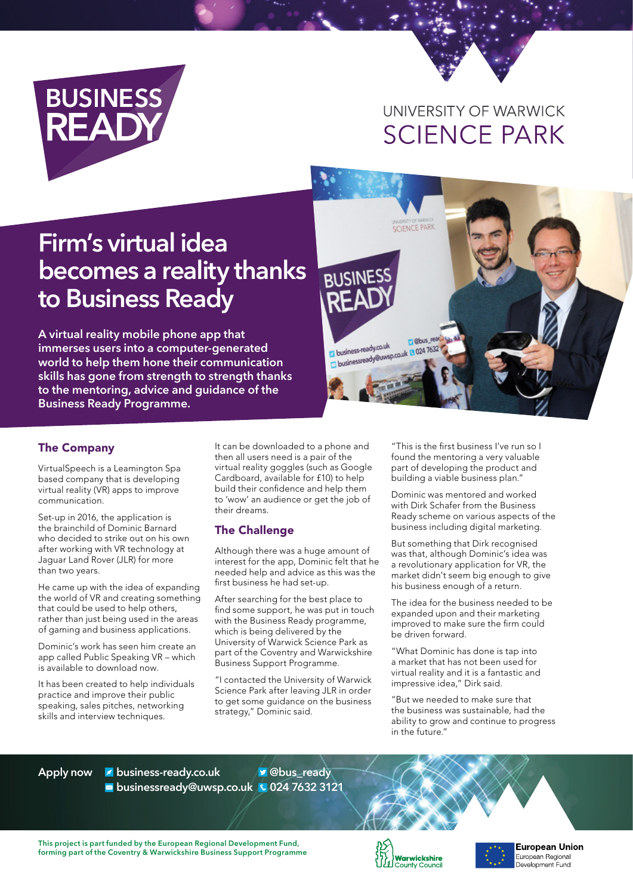# BUSINESS READY

UNIVERSITY OF WARWICK
SCIENCE PARK

# Firm's virtual idea becomes a reality thanks to Business Ready

**A virtual reality mobile phone app that immerses users into a computer-generated world to help them hone their communication skills has gone from strength to strength thanks to the mentoring, advice and guidance of the Business Ready Programme.**

## The Company

VirtualSpeech is a Leamington Spa based company that is developing virtual reality (VR) apps to improve communication.

Set-up in 2016, the application is the brainchild of Dominic Barnard who decided to strike out on his own after working with VR technology at Jaguar Land Rover (JLR) for more than two years.

He came up with the idea of expanding the world of VR and creating something that could be used to help others, rather than just being used in the areas of gaming and business applications.

Dominic's work has seen him create an app called Public Speaking VR – which is available to download now.

It has been created to help individuals practice and improve their public speaking, sales pitches, networking skills and interview techniques.

It can be downloaded to a phone and then all users need is a pair of the virtual reality goggles (such as Google Cardboard, available for £10) to help build their confidence and help them to 'wow' an audience or get the job of their dreams.

## The Challenge

Although there was a huge amount of interest for the app, Dominic felt that he needed help and advice as this was the first business he had set-up.

After searching for the best place to find some support, he was put in touch with the Business Ready programme, which is being delivered by the University of Warwick Science Park as part of the Coventry and Warwickshire Business Support Programme.

"I contacted the University of Warwick Science Park after leaving JLR in order to get some guidance on the business strategy," Dominic said.

"This is the first business I've run so I found the mentoring a very valuable part of developing the product and building a viable business plan."

Dominic was mentored and worked with Dirk Schafer from the Business Ready scheme on various aspects of the business including digital marketing.

But something that Dirk recognised was that, although Dominic's idea was a revolutionary application for VR, the market didn't seem big enough to give his business enough of a return.

The idea for the business needed to be expanded upon and their marketing improved to make sure the firm could be driven forward.

"What Dominic has done is tap into a market that has not been used for virtual reality and it is a fantastic and impressive idea," Dirk said.

"But we needed to make sure that the business was sustainable, had the ability to grow and continue to progress in the future."

**Apply now** business-ready.co.uk · @bus_ready · businessready@uwsp.co.uk · 024 7632 3121

**This project is part funded by the European Regional Development Fund, forming part of the Coventry & Warwickshire Business Support Programme**

Warwickshire County Council

European Union European Regional Development Fund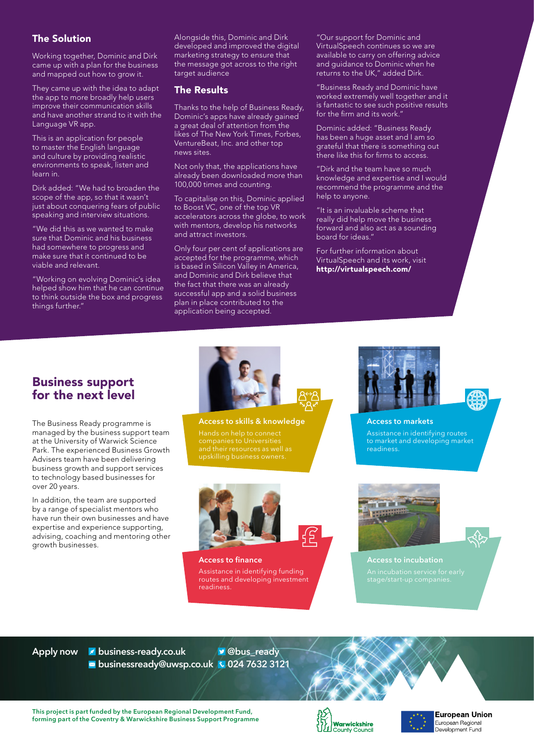## The Solution

Working together, Dominic and Dirk came up with a plan for the business and mapped out how to grow it.

They came up with the idea to adapt the app to more broadly help users improve their communication skills and have another strand to it with the Language VR app.

This is an application for people to master the English language and culture by providing realistic environments to speak, listen and learn in.

Dirk added: "We had to broaden the scope of the app, so that it wasn't just about conquering fears of public speaking and interview situations.

"We did this as we wanted to make sure that Dominic and his business had somewhere to progress and make sure that it continued to be viable and relevant.

"Working on evolving Dominic's idea helped show him that he can continue to think outside the box and progress things further."

Alongside this, Dominic and Dirk developed and improved the digital marketing strategy to ensure that the message got across to the right target audience

## The Results

Thanks to the help of Business Ready, Dominic's apps have already gained a great deal of attention from the likes of The New York Times, Forbes, VentureBeat, Inc. and other top news sites.

Not only that, the applications have already been downloaded more than 100,000 times and counting.

To capitalise on this, Dominic applied to Boost VC, one of the top VR accelerators across the globe, to work with mentors, develop his networks and attract investors.

Only four per cent of applications are accepted for the programme, which is based in Silicon Valley in America, and Dominic and Dirk believe that the fact that there was an already successful app and a solid business plan in place contributed to the application being accepted.

"Our support for Dominic and VirtualSpeech continues so we are available to carry on offering advice and guidance to Dominic when he returns to the UK," added Dirk.

"Business Ready and Dominic have worked extremely well together and it is fantastic to see such positive results for the firm and its work."

Dominic added: "Business Ready has been a huge asset and I am so grateful that there is something out there like this for firms to access.

"Dirk and the team have so much knowledge and expertise and I would recommend the programme and the help to anyone.

"It is an invaluable scheme that really did help move the business forward and also act as a sounding board for ideas."

For further information about VirtualSpeech and its work, visit **http://virtualspeech.com/**

## Business support for the next level

The Business Ready programme is managed by the business support team at the University of Warwick Science Park. The experienced Business Growth Advisers team have been delivering business growth and support services to technology based businesses for over 20 years.

In addition, the team are supported by a range of specialist mentors who have run their own businesses and have expertise and experience supporting, advising, coaching and mentoring other growth businesses.

### Access to skills & knowledge

Hands on help to connect companies to Universities and their resources as well as upskilling business owners.

### Access to markets

Assistance in identifying routes to market and developing market readiness.

### Access to finance

Assistance in identifying funding routes and developing investment readiness.

### Access to incubation

An incubation service for early stage/start-up companies.

**Apply now** business-ready.co.uk @bus_ready businessready@uwsp.co.uk 024 7632 3121

**This project is part funded by the European Regional Development Fund, forming part of the Coventry & Warwickshire Business Support Programme**

Warwickshire County Council

European Union European Regional Development Fund